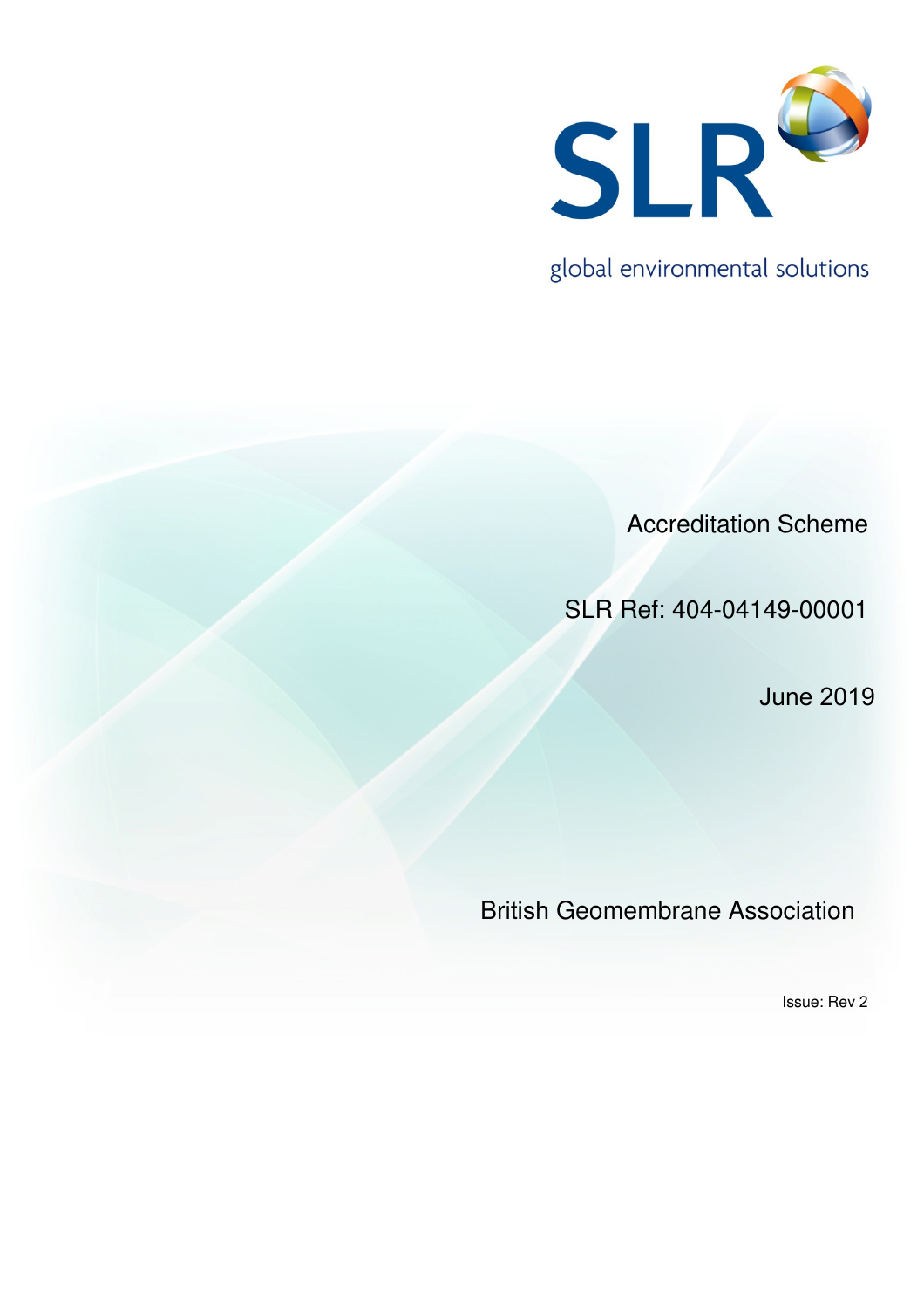SLR

global environmental solutions

# Accreditation Scheme

SLR Ref: 404-04149-00001

June 2019

British Geomembrane Association

Issue: Rev 2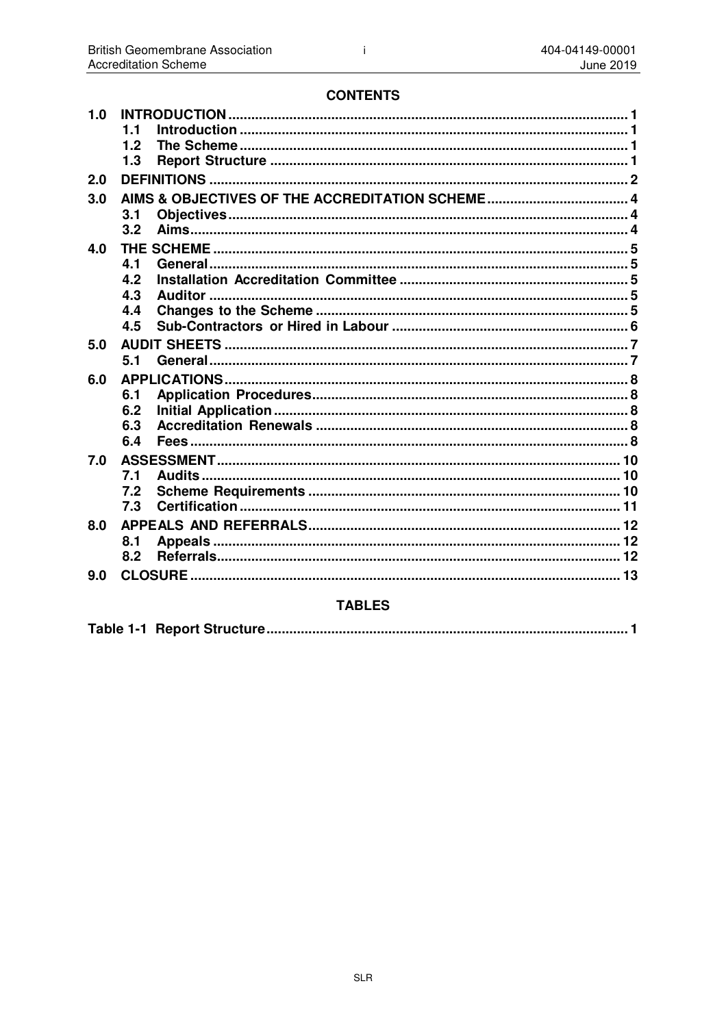# CONTENTS

| | | |
|---|---|---|
| **1.0** | **INTRODUCTION** | **1** |
| | **1.1 Introduction** | **1** |
| | **1.2 The Scheme** | **1** |
| | **1.3 Report Structure** | **1** |
| **2.0** | **DEFINITIONS** | **2** |
| **3.0** | **AIMS & OBJECTIVES OF THE ACCREDITATION SCHEME** | **4** |
| | **3.1 Objectives** | **4** |
| | **3.2 Aims** | **4** |
| **4.0** | **THE SCHEME** | **5** |
| | **4.1 General** | **5** |
| | **4.2 Installation Accreditation Committee** | **5** |
| | **4.3 Auditor** | **5** |
| | **4.4 Changes to the Scheme** | **5** |
| | **4.5 Sub-Contractors or Hired in Labour** | **6** |
| **5.0** | **AUDIT SHEETS** | **7** |
| | **5.1 General** | **7** |
| **6.0** | **APPLICATIONS** | **8** |
| | **6.1 Application Procedures** | **8** |
| | **6.2 Initial Application** | **8** |
| | **6.3 Accreditation Renewals** | **8** |
| | **6.4 Fees** | **8** |
| **7.0** | **ASSESSMENT** | **10** |
| | **7.1 Audits** | **10** |
| | **7.2 Scheme Requirements** | **10** |
| | **7.3 Certification** | **11** |
| **8.0** | **APPEALS AND REFERRALS** | **12** |
| | **8.1 Appeals** | **12** |
| | **8.2 Referrals** | **12** |
| **9.0** | **CLOSURE** | **13** |

## TABLES

| | |
|---|---|
| **Table 1-1 Report Structure** | **1** |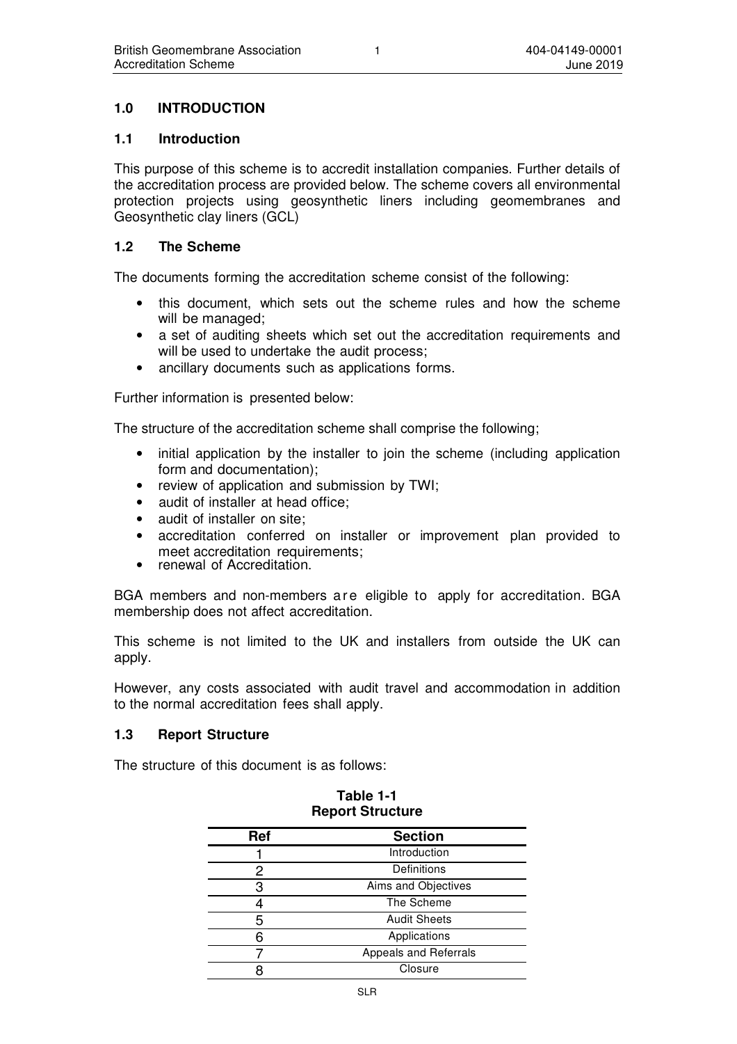# 1.0 INTRODUCTION

## 1.1 Introduction

This purpose of this scheme is to accredit installation companies. Further details of the accreditation process are provided below. The scheme covers all environmental protection projects using geosynthetic liners including geomembranes and Geosynthetic clay liners (GCL)

## 1.2 The Scheme

The documents forming the accreditation scheme consist of the following:

- this document, which sets out the scheme rules and how the scheme will be managed;
- a set of auditing sheets which set out the accreditation requirements and will be used to undertake the audit process;
- ancillary documents such as applications forms.

Further information is presented below:

The structure of the accreditation scheme shall comprise the following;

- initial application by the installer to join the scheme (including application form and documentation);
- review of application and submission by TWI;
- audit of installer at head office;
- audit of installer on site;
- accreditation conferred on installer or improvement plan provided to meet accreditation requirements;
- renewal of Accreditation.

BGA members and non-members are eligible to apply for accreditation. BGA membership does not affect accreditation.

This scheme is not limited to the UK and installers from outside the UK can apply.

However, any costs associated with audit travel and accommodation in addition to the normal accreditation fees shall apply.

## 1.3 Report Structure

The structure of this document is as follows:

**Table 1-1**
**Report Structure**

| Ref | Section |
|---|---|
| 1 | Introduction |
| 2 | Definitions |
| 3 | Aims and Objectives |
| 4 | The Scheme |
| 5 | Audit Sheets |
| 6 | Applications |
| 7 | Appeals and Referrals |
| 8 | Closure |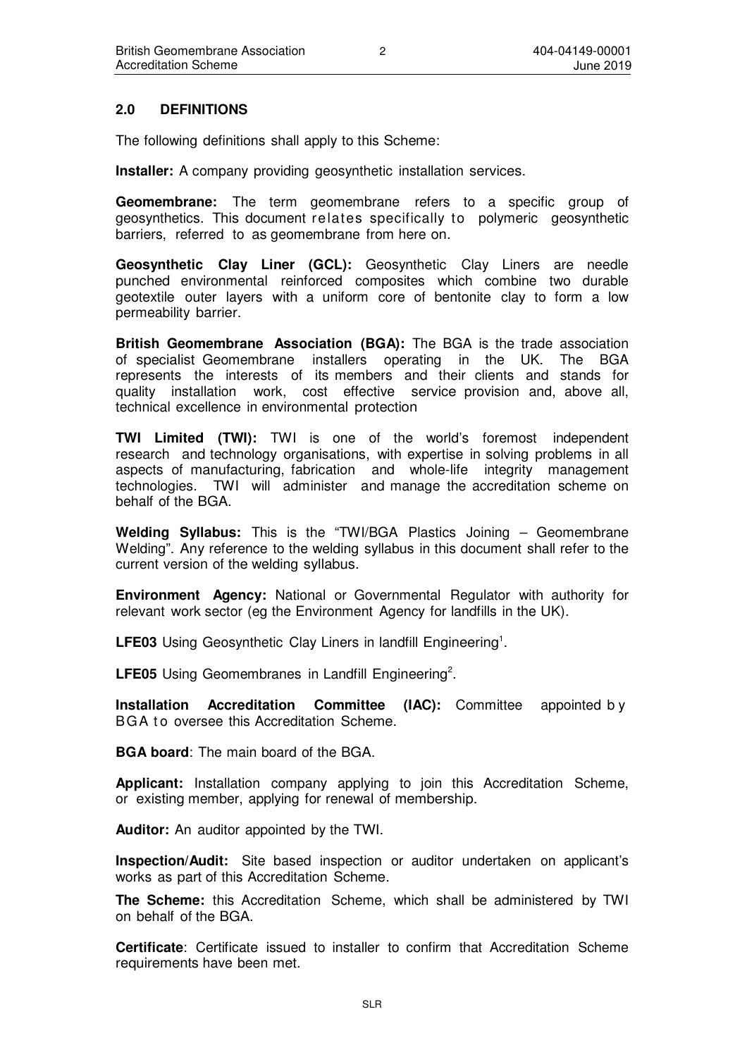## 2.0 DEFINITIONS

The following definitions shall apply to this Scheme:

**Installer:** A company providing geosynthetic installation services.

**Geomembrane:** The term geomembrane refers to a specific group of geosynthetics. This document relates specifically to polymeric geosynthetic barriers, referred to as geomembrane from here on.

**Geosynthetic Clay Liner (GCL):** Geosynthetic Clay Liners are needle punched environmental reinforced composites which combine two durable geotextile outer layers with a uniform core of bentonite clay to form a low permeability barrier.

**British Geomembrane Association (BGA):** The BGA is the trade association of specialist Geomembrane installers operating in the UK. The BGA represents the interests of its members and their clients and stands for quality installation work, cost effective service provision and, above all, technical excellence in environmental protection

**TWI Limited (TWI):** TWI is one of the world's foremost independent research and technology organisations, with expertise in solving problems in all aspects of manufacturing, fabrication and whole-life integrity management technologies. TWI will administer and manage the accreditation scheme on behalf of the BGA.

**Welding Syllabus:** This is the "TWI/BGA Plastics Joining – Geomembrane Welding". Any reference to the welding syllabus in this document shall refer to the current version of the welding syllabus.

**Environment Agency:** National or Governmental Regulator with authority for relevant work sector (eg the Environment Agency for landfills in the UK).

**LFE03** Using Geosynthetic Clay Liners in landfill Engineering[1].

**LFE05** Using Geomembranes in Landfill Engineering[2].

**Installation Accreditation Committee (IAC):** Committee appointed by BGA to oversee this Accreditation Scheme.

**BGA board**: The main board of the BGA.

**Applicant:** Installation company applying to join this Accreditation Scheme, or existing member, applying for renewal of membership.

**Auditor:** An auditor appointed by the TWI.

**Inspection/Audit:** Site based inspection or auditor undertaken on applicant's works as part of this Accreditation Scheme.

**The Scheme:** this Accreditation Scheme, which shall be administered by TWI on behalf of the BGA.

**Certificate**: Certificate issued to installer to confirm that Accreditation Scheme requirements have been met.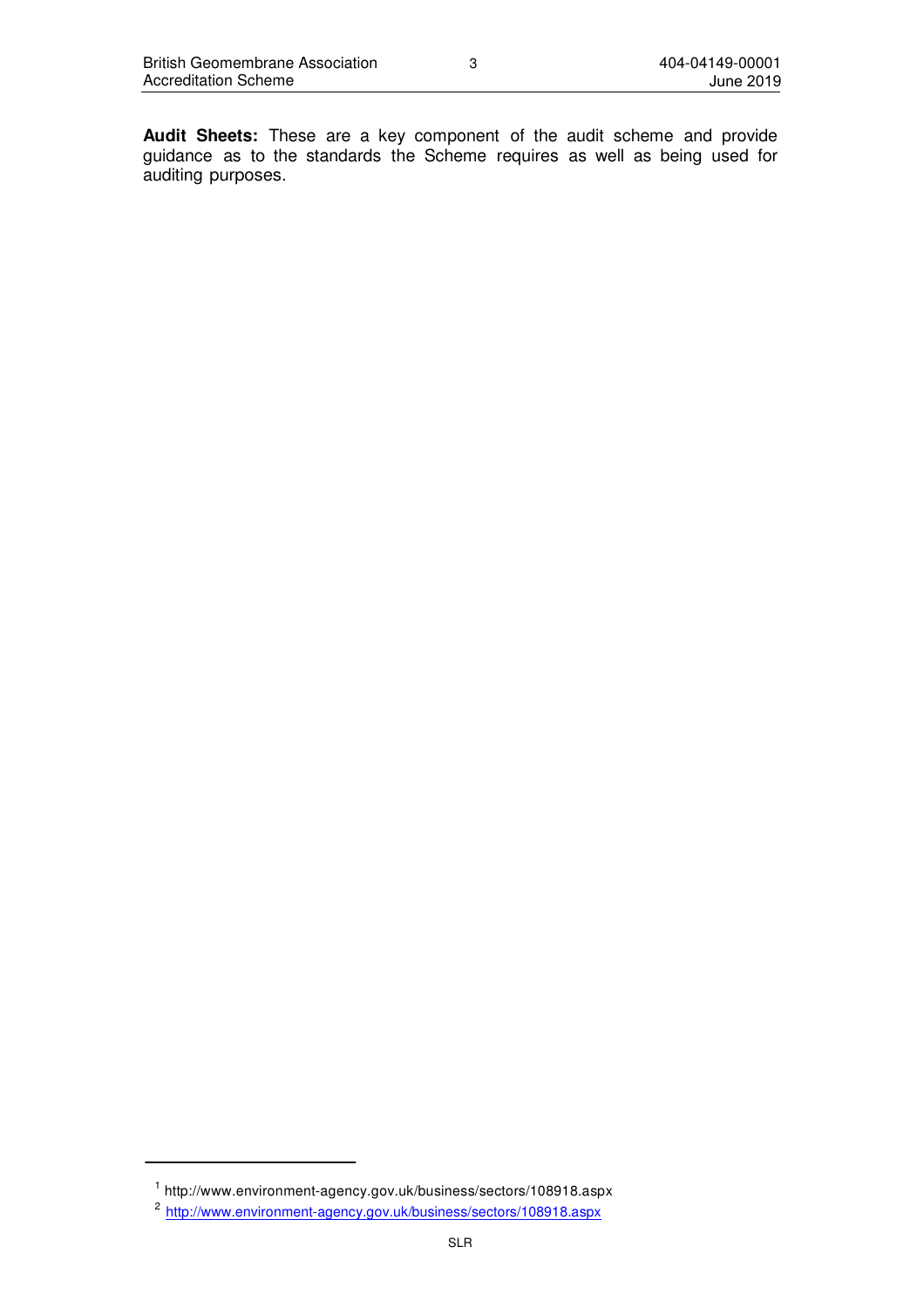**Audit Sheets:** These are a key component of the audit scheme and provide guidance as to the standards the Scheme requires as well as being used for auditing purposes.

[1] http://www.environment-agency.gov.uk/business/sectors/108918.aspx

[2] http://www.environment-agency.gov.uk/business/sectors/108918.aspx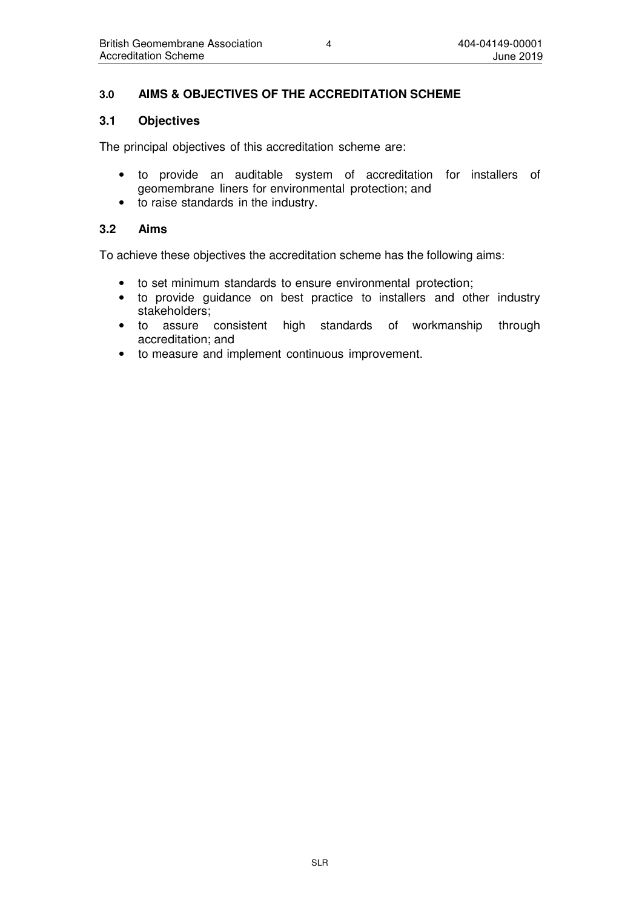## 3.0 AIMS & OBJECTIVES OF THE ACCREDITATION SCHEME

### 3.1 Objectives

The principal objectives of this accreditation scheme are:

- to provide an auditable system of accreditation for installers of geomembrane liners for environmental protection; and
- to raise standards in the industry.

### 3.2 Aims

To achieve these objectives the accreditation scheme has the following aims:

- to set minimum standards to ensure environmental protection;
- to provide guidance on best practice to installers and other industry stakeholders;
- to assure consistent high standards of workmanship through accreditation; and
- to measure and implement continuous improvement.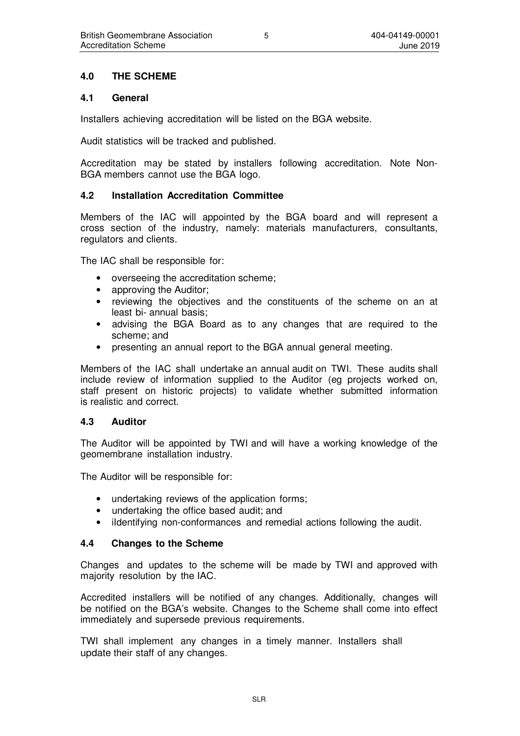## 4.0 THE SCHEME

### 4.1 General

Installers achieving accreditation will be listed on the BGA website.

Audit statistics will be tracked and published.

Accreditation may be stated by installers following accreditation. Note Non-BGA members cannot use the BGA logo.

### 4.2 Installation Accreditation Committee

Members of the IAC will appointed by the BGA board and will represent a cross section of the industry, namely: materials manufacturers, consultants, regulators and clients.

The IAC shall be responsible for:

- overseeing the accreditation scheme;
- approving the Auditor;
- reviewing the objectives and the constituents of the scheme on an at least bi- annual basis;
- advising the BGA Board as to any changes that are required to the scheme; and
- presenting an annual report to the BGA annual general meeting.

Members of the IAC shall undertake an annual audit on TWI. These audits shall include review of information supplied to the Auditor (eg projects worked on, staff present on historic projects) to validate whether submitted information is realistic and correct.

### 4.3 Auditor

The Auditor will be appointed by TWI and will have a working knowledge of the geomembrane installation industry.

The Auditor will be responsible for:

- undertaking reviews of the application forms;
- undertaking the office based audit; and
- iIdentifying non-conformances and remedial actions following the audit.

### 4.4 Changes to the Scheme

Changes and updates to the scheme will be made by TWI and approved with majority resolution by the IAC.

Accredited installers will be notified of any changes. Additionally, changes will be notified on the BGA's website. Changes to the Scheme shall come into effect immediately and supersede previous requirements.

TWI shall implement any changes in a timely manner. Installers shall update their staff of any changes.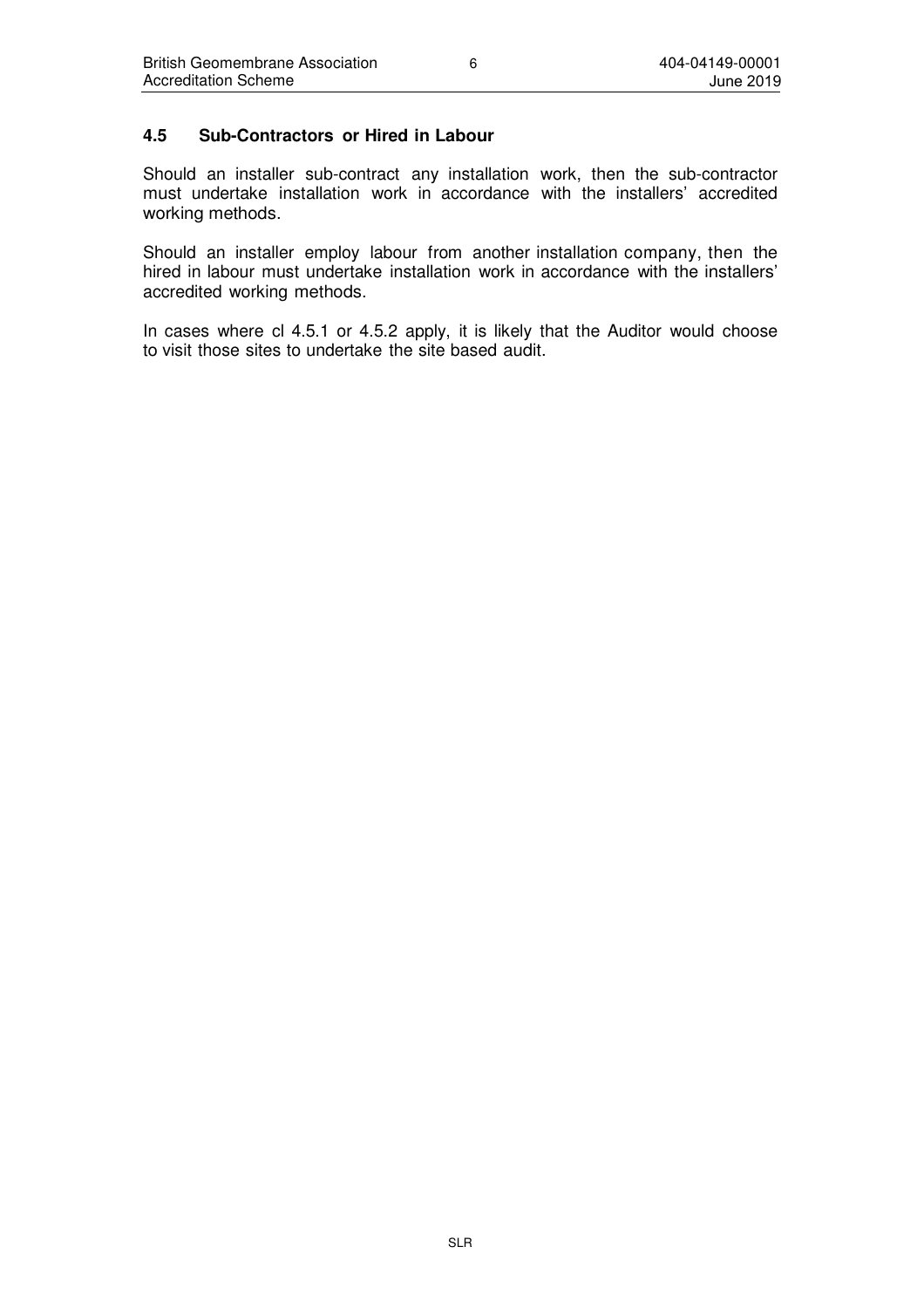### 4.5 Sub-Contractors or Hired in Labour

Should an installer sub-contract any installation work, then the sub-contractor must undertake installation work in accordance with the installers' accredited working methods.

Should an installer employ labour from another installation company, then the hired in labour must undertake installation work in accordance with the installers' accredited working methods.

In cases where cl 4.5.1 or 4.5.2 apply, it is likely that the Auditor would choose to visit those sites to undertake the site based audit.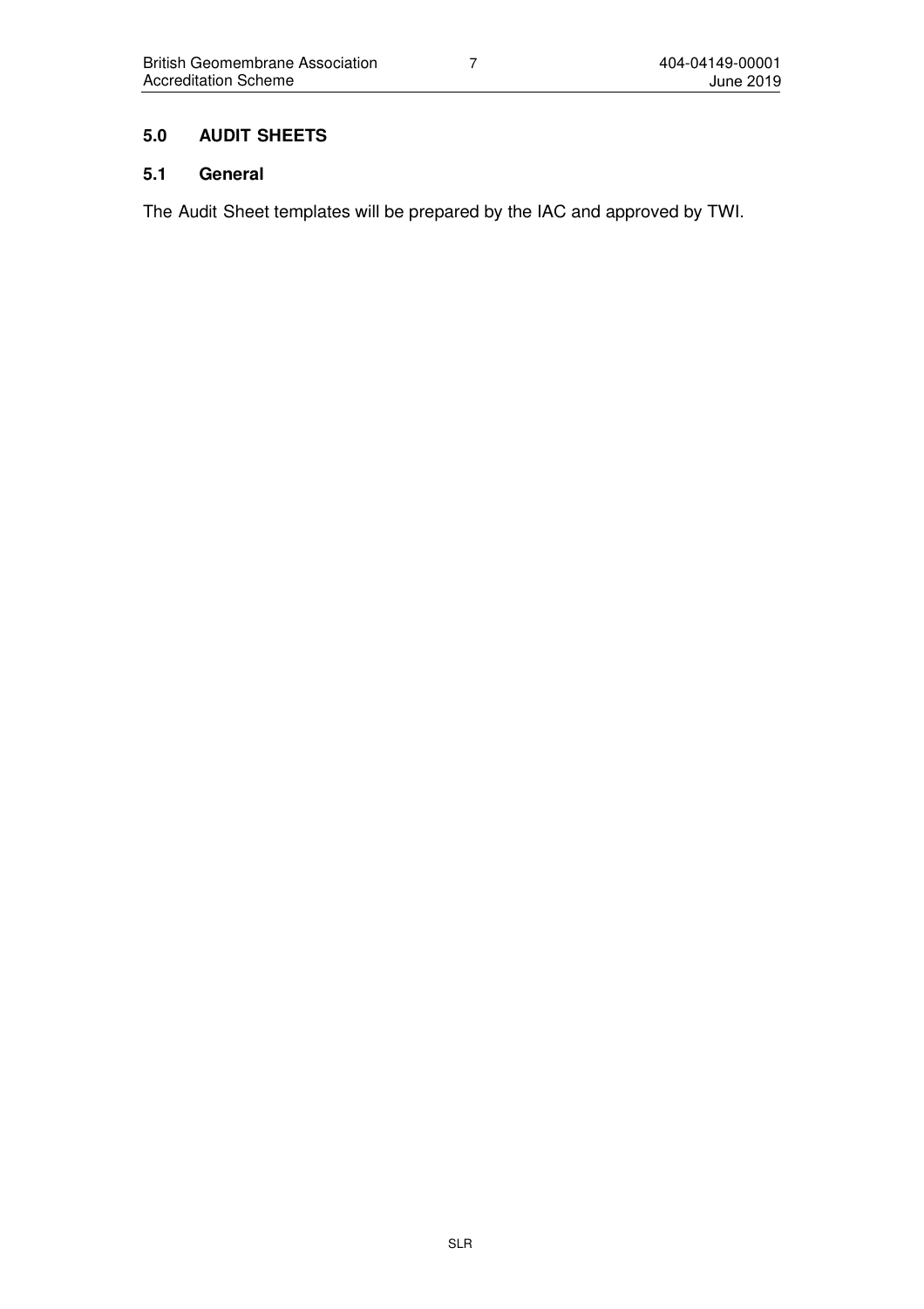## 5.0 AUDIT SHEETS

### 5.1 General

The Audit Sheet templates will be prepared by the IAC and approved by TWI.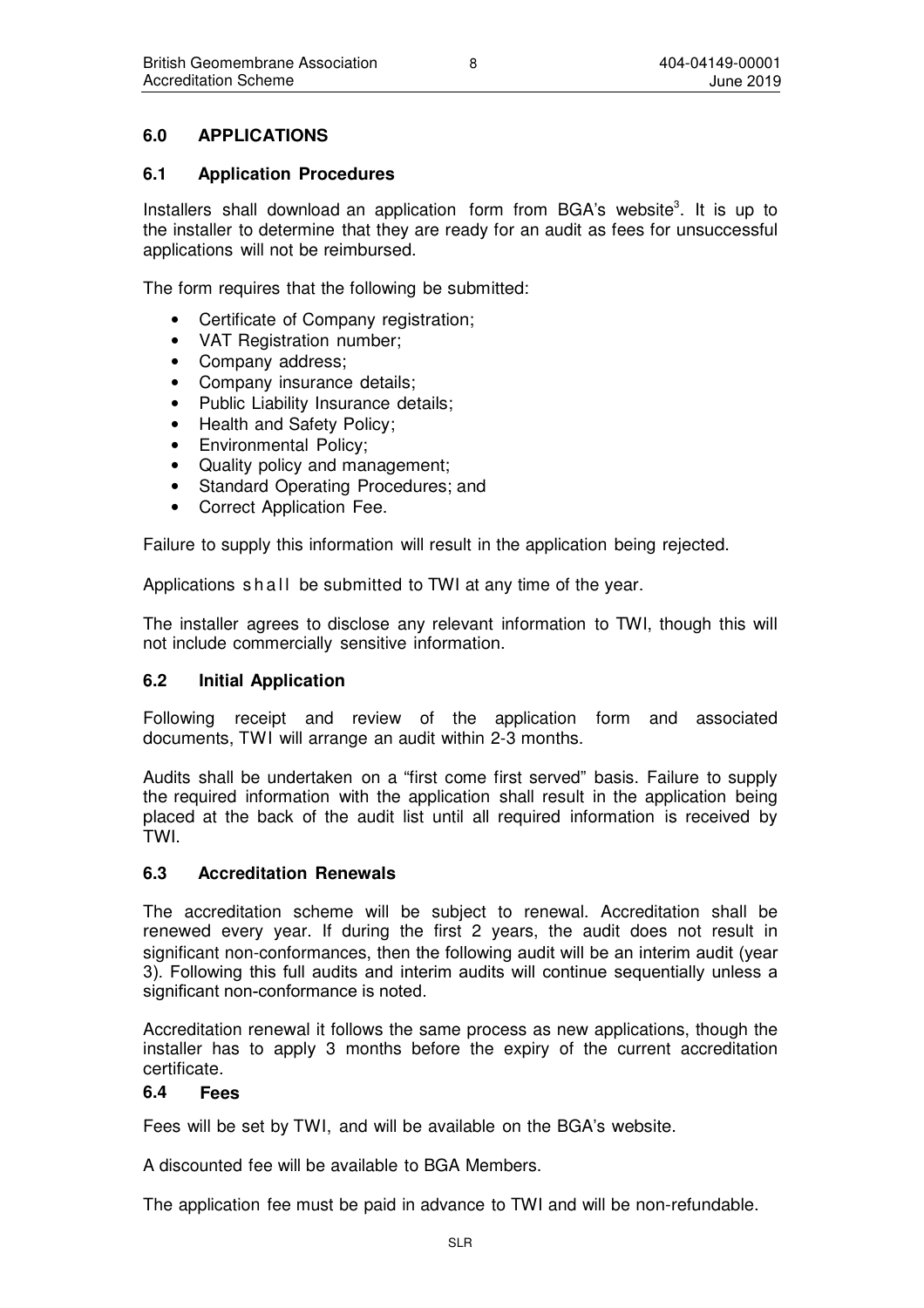## 6.0 APPLICATIONS

### 6.1 Application Procedures

Installers shall download an application form from BGA's website[3]. It is up to the installer to determine that they are ready for an audit as fees for unsuccessful applications will not be reimbursed.

The form requires that the following be submitted:

- Certificate of Company registration;
- VAT Registration number;
- Company address;
- Company insurance details;
- Public Liability Insurance details;
- Health and Safety Policy;
- Environmental Policy;
- Quality policy and management;
- Standard Operating Procedures; and
- Correct Application Fee.

Failure to supply this information will result in the application being rejected.

Applications shall be submitted to TWI at any time of the year.

The installer agrees to disclose any relevant information to TWI, though this will not include commercially sensitive information.

### 6.2 Initial Application

Following receipt and review of the application form and associated documents, TWI will arrange an audit within 2-3 months.

Audits shall be undertaken on a "first come first served" basis. Failure to supply the required information with the application shall result in the application being placed at the back of the audit list until all required information is received by TWI.

### 6.3 Accreditation Renewals

The accreditation scheme will be subject to renewal. Accreditation shall be renewed every year. If during the first 2 years, the audit does not result in significant non-conformances, then the following audit will be an interim audit (year 3). Following this full audits and interim audits will continue sequentially unless a significant non-conformance is noted.

Accreditation renewal it follows the same process as new applications, though the installer has to apply 3 months before the expiry of the current accreditation certificate.

### 6.4 Fees

Fees will be set by TWI, and will be available on the BGA's website.

A discounted fee will be available to BGA Members.

The application fee must be paid in advance to TWI and will be non-refundable.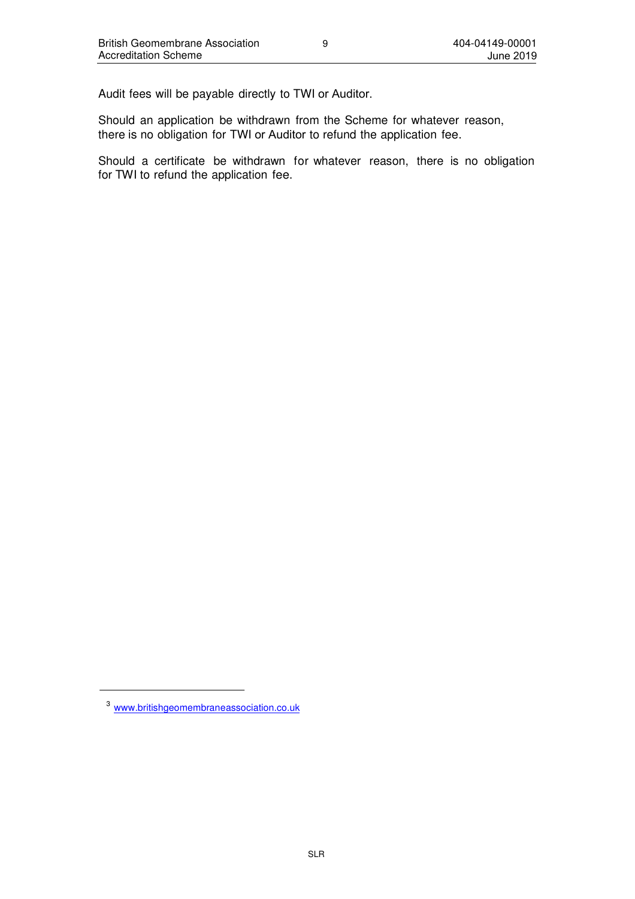Audit fees will be payable directly to TWI or Auditor.

Should an application be withdrawn from the Scheme for whatever reason, there is no obligation for TWI or Auditor to refund the application fee.

Should a certificate be withdrawn for whatever reason, there is no obligation for TWI to refund the application fee.

[3] www.britishgeomembraneassociation.co.uk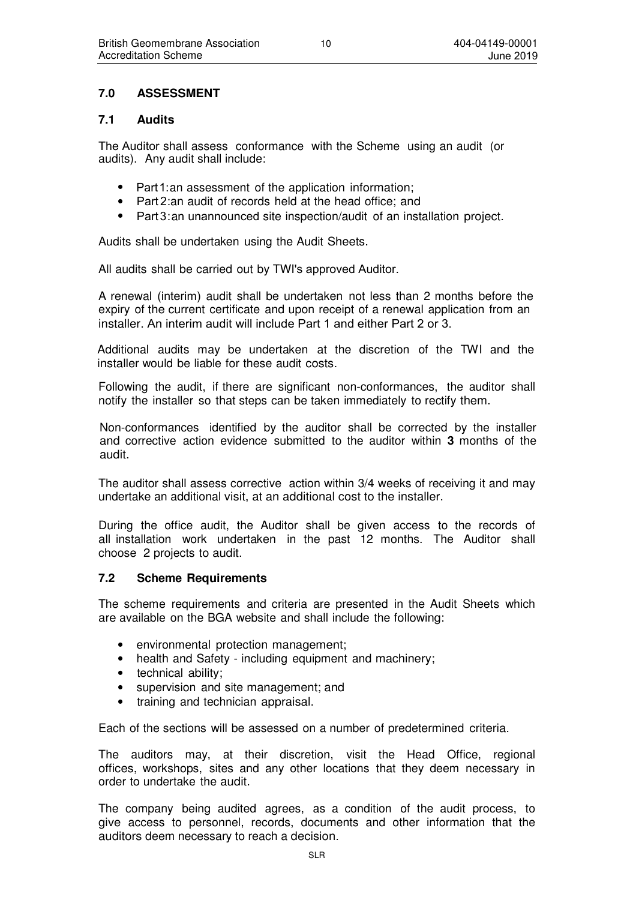## 7.0 ASSESSMENT

### 7.1 Audits

The Auditor shall assess conformance with the Scheme using an audit (or audits). Any audit shall include:

- Part 1: an assessment of the application information;
- Part 2: an audit of records held at the head office; and
- Part 3: an unannounced site inspection/audit of an installation project.

Audits shall be undertaken using the Audit Sheets.

All audits shall be carried out by TWI's approved Auditor.

A renewal (interim) audit shall be undertaken not less than 2 months before the expiry of the current certificate and upon receipt of a renewal application from an installer. An interim audit will include Part 1 and either Part 2 or 3.

Additional audits may be undertaken at the discretion of the TWI and the installer would be liable for these audit costs.

Following the audit, if there are significant non-conformances, the auditor shall notify the installer so that steps can be taken immediately to rectify them.

Non-conformances identified by the auditor shall be corrected by the installer and corrective action evidence submitted to the auditor within **3** months of the audit.

The auditor shall assess corrective action within 3/4 weeks of receiving it and may undertake an additional visit, at an additional cost to the installer.

During the office audit, the Auditor shall be given access to the records of all installation work undertaken in the past 12 months. The Auditor shall choose 2 projects to audit.

### 7.2 Scheme Requirements

The scheme requirements and criteria are presented in the Audit Sheets which are available on the BGA website and shall include the following:

- environmental protection management;
- health and Safety - including equipment and machinery;
- technical ability;
- supervision and site management; and
- training and technician appraisal.

Each of the sections will be assessed on a number of predetermined criteria.

The auditors may, at their discretion, visit the Head Office, regional offices, workshops, sites and any other locations that they deem necessary in order to undertake the audit.

The company being audited agrees, as a condition of the audit process, to give access to personnel, records, documents and other information that the auditors deem necessary to reach a decision.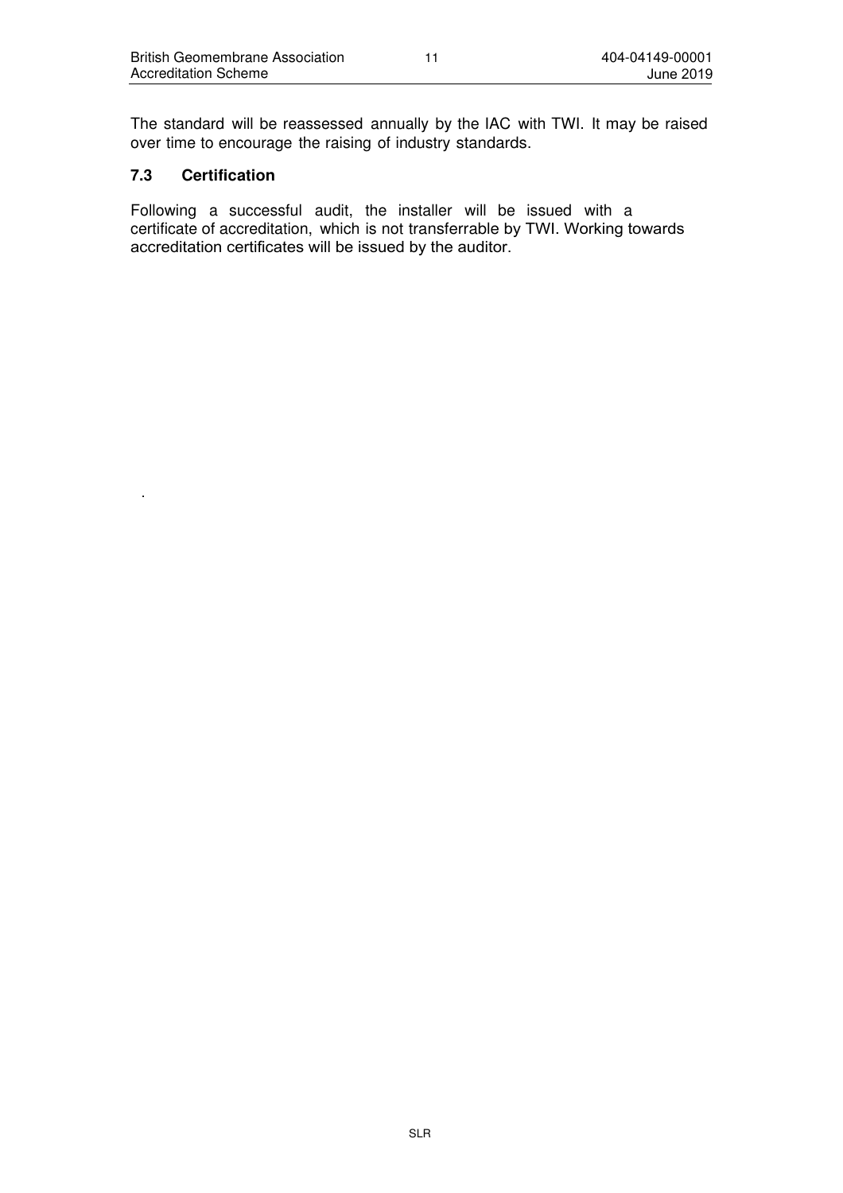The standard will be reassessed annually by the IAC with TWI. It may be raised over time to encourage the raising of industry standards.

### 7.3 Certification

Following a successful audit, the installer will be issued with a certificate of accreditation, which is not transferrable by TWI. Working towards accreditation certificates will be issued by the auditor.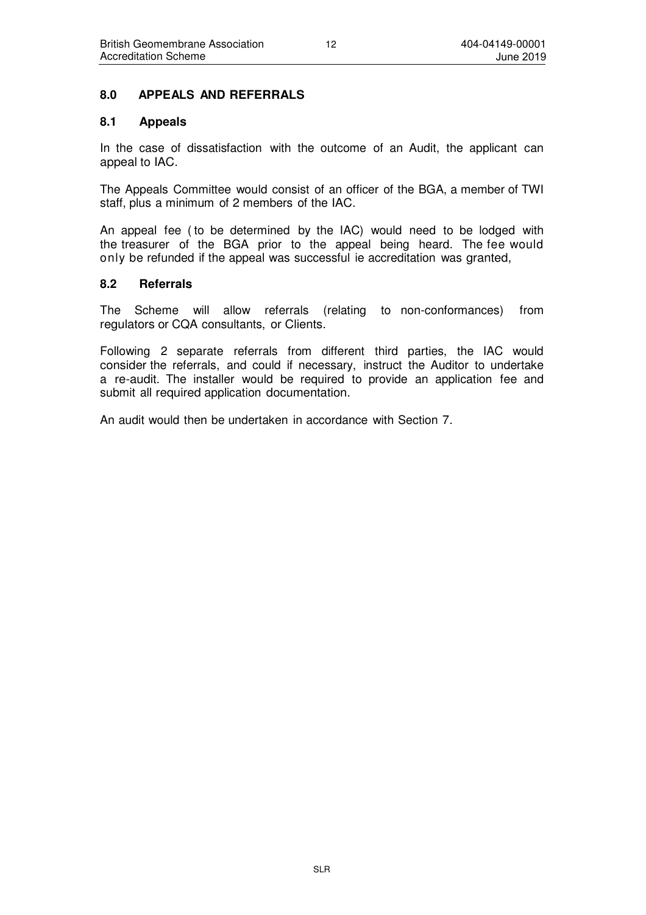## 8.0 APPEALS AND REFERRALS

### 8.1 Appeals

In the case of dissatisfaction with the outcome of an Audit, the applicant can appeal to IAC.

The Appeals Committee would consist of an officer of the BGA, a member of TWI staff, plus a minimum of 2 members of the IAC.

An appeal fee ( to be determined by the IAC) would need to be lodged with the treasurer of the BGA prior to the appeal being heard. The fee would only be refunded if the appeal was successful ie accreditation was granted,

### 8.2 Referrals

The Scheme will allow referrals (relating to non-conformances) from regulators or CQA consultants, or Clients.

Following 2 separate referrals from different third parties, the IAC would consider the referrals, and could if necessary, instruct the Auditor to undertake a re-audit. The installer would be required to provide an application fee and submit all required application documentation.

An audit would then be undertaken in accordance with Section 7.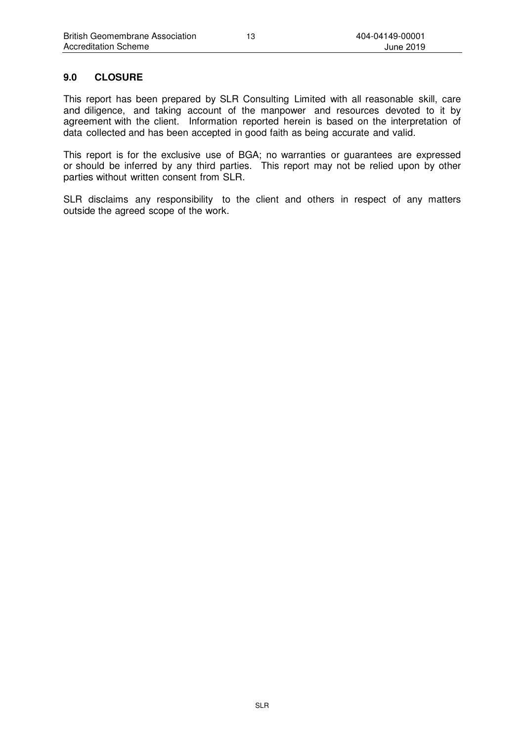## 9.0 CLOSURE

This report has been prepared by SLR Consulting Limited with all reasonable skill, care and diligence, and taking account of the manpower and resources devoted to it by agreement with the client. Information reported herein is based on the interpretation of data collected and has been accepted in good faith as being accurate and valid.

This report is for the exclusive use of BGA; no warranties or guarantees are expressed or should be inferred by any third parties. This report may not be relied upon by other parties without written consent from SLR.

SLR disclaims any responsibility to the client and others in respect of any matters outside the agreed scope of the work.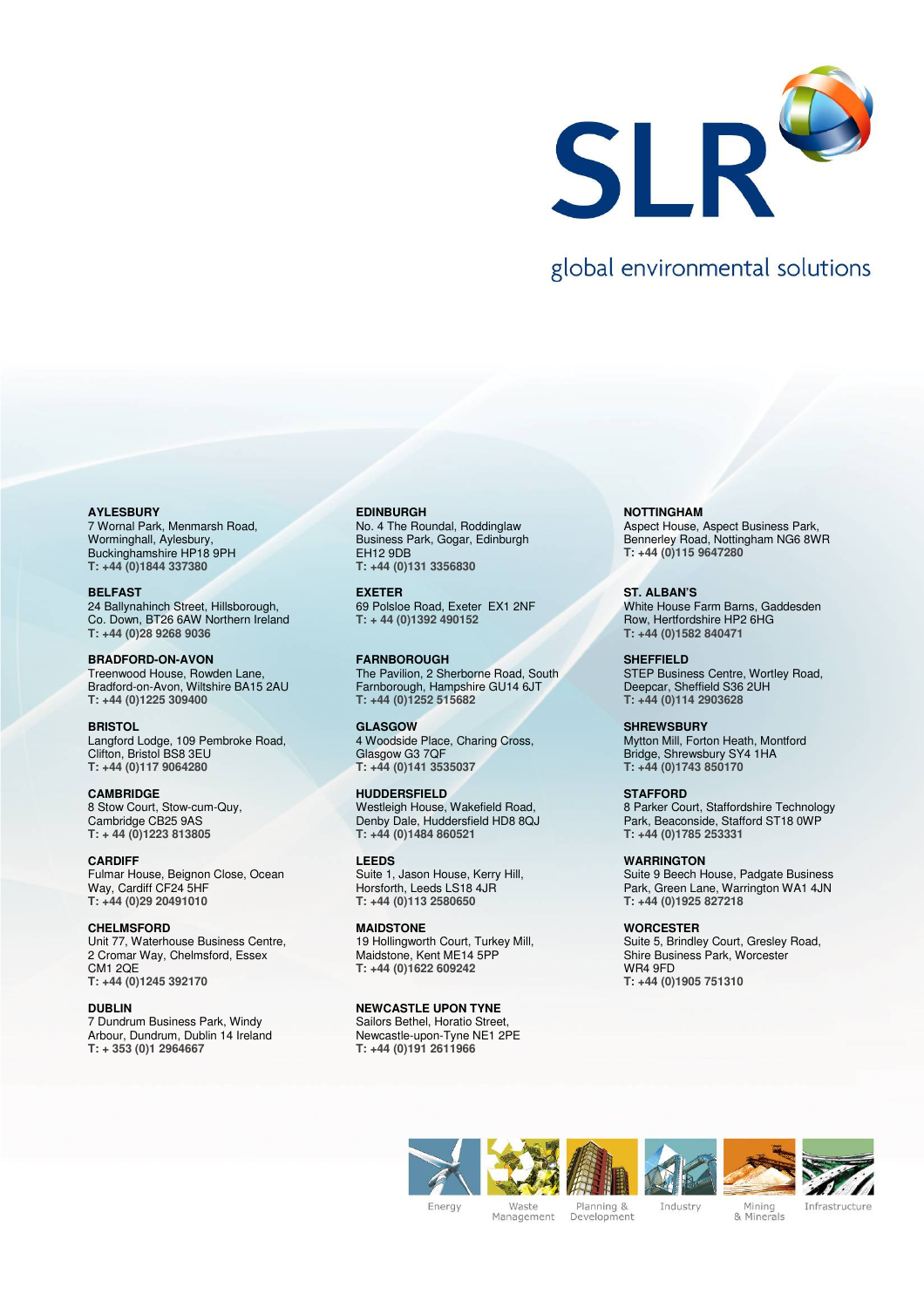SLR

global environmental solutions

**AYLESBURY**
7 Wornal Park, Menmarsh Road, Worminghall, Aylesbury, Buckinghamshire HP18 9PH
**T: +44 (0)1844 337380**

**BELFAST**
24 Ballynahinch Street, Hillsborough, Co. Down, BT26 6AW Northern Ireland
**T: +44 (0)28 9268 9036**

**BRADFORD-ON-AVON**
Treenwood House, Rowden Lane, Bradford-on-Avon, Wiltshire BA15 2AU
**T: +44 (0)1225 309400**

**BRISTOL**
Langford Lodge, 109 Pembroke Road, Clifton, Bristol BS8 3EU
**T: +44 (0)117 9064280**

**CAMBRIDGE**
8 Stow Court, Stow-cum-Quy, Cambridge CB25 9AS
**T: + 44 (0)1223 813805**

**CARDIFF**
Fulmar House, Beignon Close, Ocean Way, Cardiff CF24 5HF
**T: +44 (0)29 20491010**

**CHELMSFORD**
Unit 77, Waterhouse Business Centre, 2 Cromar Way, Chelmsford, Essex CM1 2QE
**T: +44 (0)1245 392170**

**DUBLIN**
7 Dundrum Business Park, Windy Arbour, Dundrum, Dublin 14 Ireland
**T: + 353 (0)1 2964667**

**EDINBURGH**
No. 4 The Roundal, Roddinglaw Business Park, Gogar, Edinburgh EH12 9DB
**T: +44 (0)131 3356830**

**EXETER**
69 Polsloe Road, Exeter EX1 2NF
**T: + 44 (0)1392 490152**

**FARNBOROUGH**
The Pavilion, 2 Sherborne Road, South Farnborough, Hampshire GU14 6JT
**T: +44 (0)1252 515682**

**GLASGOW**
4 Woodside Place, Charing Cross, Glasgow G3 7QF
**T: +44 (0)141 3535037**

**HUDDERSFIELD**
Westleigh House, Wakefield Road, Denby Dale, Huddersfield HD8 8QJ
**T: +44 (0)1484 860521**

**LEEDS**
Suite 1, Jason House, Kerry Hill, Horsforth, Leeds LS18 4JR
**T: +44 (0)113 2580650**

**MAIDSTONE**
19 Hollingworth Court, Turkey Mill, Maidstone, Kent ME14 5PP
**T: +44 (0)1622 609242**

**NEWCASTLE UPON TYNE**
Sailors Bethel, Horatio Street, Newcastle-upon-Tyne NE1 2PE
**T: +44 (0)191 2611966**

**NOTTINGHAM**
Aspect House, Aspect Business Park, Bennerley Road, Nottingham NG6 8WR
**T: +44 (0)115 9647280**

**ST. ALBAN'S**
White House Farm Barns, Gaddesden Row, Hertfordshire HP2 6HG
**T: +44 (0)1582 840471**

**SHEFFIELD**
STEP Business Centre, Wortley Road, Deepcar, Sheffield S36 2UH
**T: +44 (0)114 2903628**

**SHREWSBURY**
Mytton Mill, Forton Heath, Montford Bridge, Shrewsbury SY4 1HA
**T: +44 (0)1743 850170**

**STAFFORD**
8 Parker Court, Staffordshire Technology Park, Beaconside, Stafford ST18 0WP
**T: +44 (0)1785 253331**

**WARRINGTON**
Suite 9 Beech House, Padgate Business Park, Green Lane, Warrington WA1 4JN
**T: +44 (0)1925 827218**

**WORCESTER**
Suite 5, Brindley Court, Gresley Road, Shire Business Park, Worcester WR4 9FD
**T: +44 (0)1905 751310**

Energy | Waste Management | Planning & Development | Industry | Mining & Minerals | Infrastructure